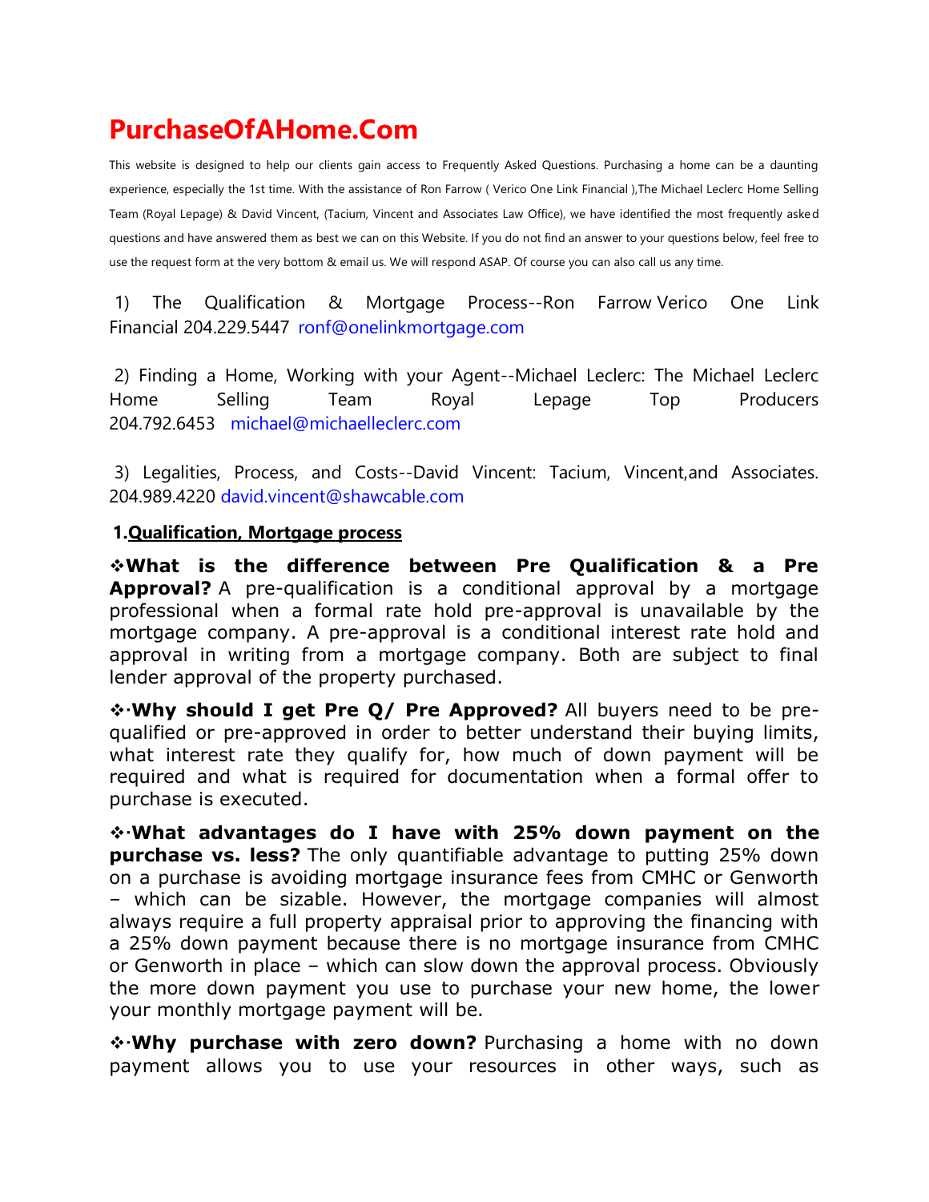# PurchaseOfAHome.Com

This website is designed to help our clients gain access to Frequently Asked Questions. Purchasing a home can be a daunting experience, especially the 1st time. With the assistance of Ron Farrow ( Verico One Link Financial ),The Michael Leclerc Home Selling Team (Royal Lepage) & David Vincent, (Tacium, Vincent and Associates Law Office), we have identified the most frequently asked questions and have answered them as best we can on this Website. If you do not find an answer to your questions below, feel free to use the request form at the very bottom & email us. We will respond ASAP. Of course you can also call us any time.

1) The Qualification & Mortgage Process--Ron Farrow Verico One Link Financial 204.229.5447 ronf@onelinkmortgage.com

2) Finding a Home, Working with your Agent--Michael Leclerc: The Michael Leclerc Home Selling Team Royal Lepage Top Producers 204.792.6453 michael@michaelleclerc.com

3) Legalities, Process, and Costs--David Vincent: Tacium, Vincent,and Associates. 204.989.4220 david.vincent@shawcable.com

## 1.Qualification, Mortgage process

❖**What is the difference between Pre Qualification & a Pre Approval?** A pre-qualification is a conditional approval by a mortgage professional when a formal rate hold pre-approval is unavailable by the mortgage company. A pre-approval is a conditional interest rate hold and approval in writing from a mortgage company. Both are subject to final lender approval of the property purchased.

❖·**Why should I get Pre Q/ Pre Approved?** All buyers need to be pre-qualified or pre-approved in order to better understand their buying limits, what interest rate they qualify for, how much of down payment will be required and what is required for documentation when a formal offer to purchase is executed.

❖·**What advantages do I have with 25% down payment on the purchase vs. less?** The only quantifiable advantage to putting 25% down on a purchase is avoiding mortgage insurance fees from CMHC or Genworth – which can be sizable. However, the mortgage companies will almost always require a full property appraisal prior to approving the financing with a 25% down payment because there is no mortgage insurance from CMHC or Genworth in place – which can slow down the approval process. Obviously the more down payment you use to purchase your new home, the lower your monthly mortgage payment will be.

❖·**Why purchase with zero down?** Purchasing a home with no down payment allows you to use your resources in other ways, such as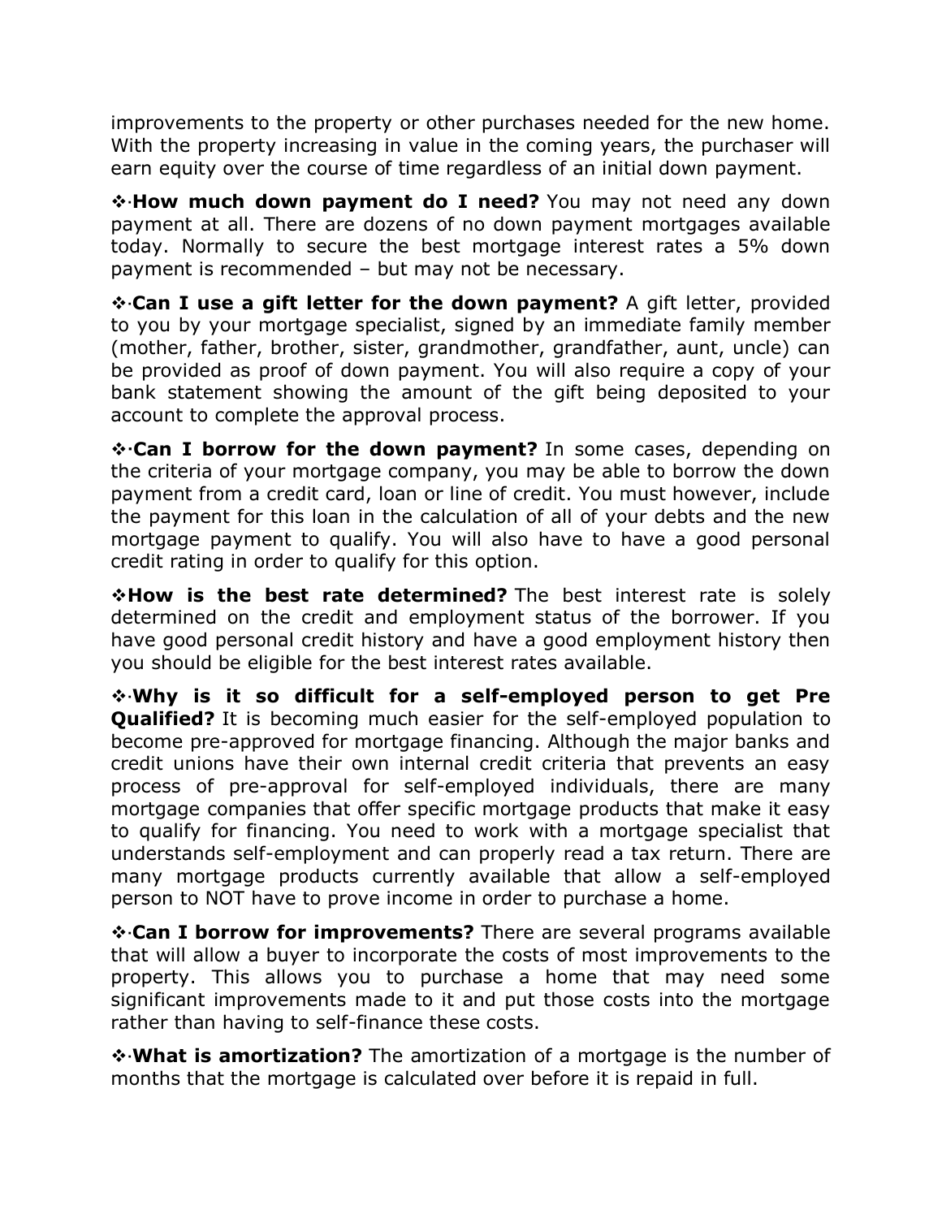improvements to the property or other purchases needed for the new home. With the property increasing in value in the coming years, the purchaser will earn equity over the course of time regardless of an initial down payment.

❖·**How much down payment do I need?** You may not need any down payment at all. There are dozens of no down payment mortgages available today. Normally to secure the best mortgage interest rates a 5% down payment is recommended – but may not be necessary.

❖·**Can I use a gift letter for the down payment?** A gift letter, provided to you by your mortgage specialist, signed by an immediate family member (mother, father, brother, sister, grandmother, grandfather, aunt, uncle) can be provided as proof of down payment. You will also require a copy of your bank statement showing the amount of the gift being deposited to your account to complete the approval process.

❖·**Can I borrow for the down payment?** In some cases, depending on the criteria of your mortgage company, you may be able to borrow the down payment from a credit card, loan or line of credit. You must however, include the payment for this loan in the calculation of all of your debts and the new mortgage payment to qualify. You will also have to have a good personal credit rating in order to qualify for this option.

❖**How is the best rate determined?** The best interest rate is solely determined on the credit and employment status of the borrower. If you have good personal credit history and have a good employment history then you should be eligible for the best interest rates available.

❖·**Why is it so difficult for a self-employed person to get Pre Qualified?** It is becoming much easier for the self-employed population to become pre-approved for mortgage financing. Although the major banks and credit unions have their own internal credit criteria that prevents an easy process of pre-approval for self-employed individuals, there are many mortgage companies that offer specific mortgage products that make it easy to qualify for financing. You need to work with a mortgage specialist that understands self-employment and can properly read a tax return. There are many mortgage products currently available that allow a self-employed person to NOT have to prove income in order to purchase a home.

❖·**Can I borrow for improvements?** There are several programs available that will allow a buyer to incorporate the costs of most improvements to the property. This allows you to purchase a home that may need some significant improvements made to it and put those costs into the mortgage rather than having to self-finance these costs.

❖·**What is amortization?** The amortization of a mortgage is the number of months that the mortgage is calculated over before it is repaid in full.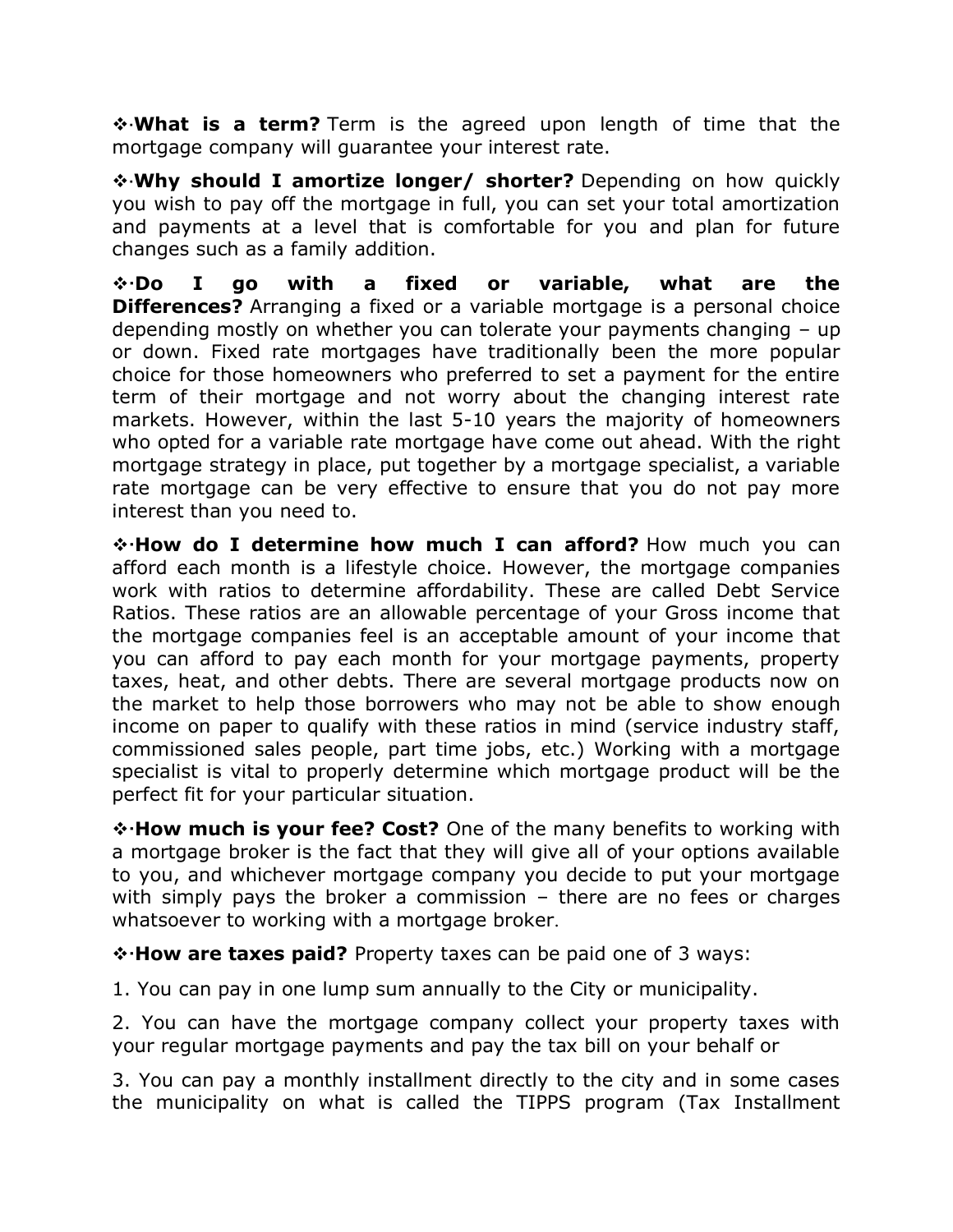❖·**What is a term?** Term is the agreed upon length of time that the mortgage company will guarantee your interest rate.

❖·**Why should I amortize longer/ shorter?** Depending on how quickly you wish to pay off the mortgage in full, you can set your total amortization and payments at a level that is comfortable for you and plan for future changes such as a family addition.

❖·**Do I go with a fixed or variable, what are the Differences?** Arranging a fixed or a variable mortgage is a personal choice depending mostly on whether you can tolerate your payments changing – up or down. Fixed rate mortgages have traditionally been the more popular choice for those homeowners who preferred to set a payment for the entire term of their mortgage and not worry about the changing interest rate markets. However, within the last 5-10 years the majority of homeowners who opted for a variable rate mortgage have come out ahead. With the right mortgage strategy in place, put together by a mortgage specialist, a variable rate mortgage can be very effective to ensure that you do not pay more interest than you need to.

❖·**How do I determine how much I can afford?** How much you can afford each month is a lifestyle choice. However, the mortgage companies work with ratios to determine affordability. These are called Debt Service Ratios. These ratios are an allowable percentage of your Gross income that the mortgage companies feel is an acceptable amount of your income that you can afford to pay each month for your mortgage payments, property taxes, heat, and other debts. There are several mortgage products now on the market to help those borrowers who may not be able to show enough income on paper to qualify with these ratios in mind (service industry staff, commissioned sales people, part time jobs, etc.) Working with a mortgage specialist is vital to properly determine which mortgage product will be the perfect fit for your particular situation.

❖·**How much is your fee? Cost?** One of the many benefits to working with a mortgage broker is the fact that they will give all of your options available to you, and whichever mortgage company you decide to put your mortgage with simply pays the broker a commission – there are no fees or charges whatsoever to working with a mortgage broker.

❖·**How are taxes paid?** Property taxes can be paid one of 3 ways:

1. You can pay in one lump sum annually to the City or municipality.

2. You can have the mortgage company collect your property taxes with your regular mortgage payments and pay the tax bill on your behalf or

3. You can pay a monthly installment directly to the city and in some cases the municipality on what is called the TIPPS program (Tax Installment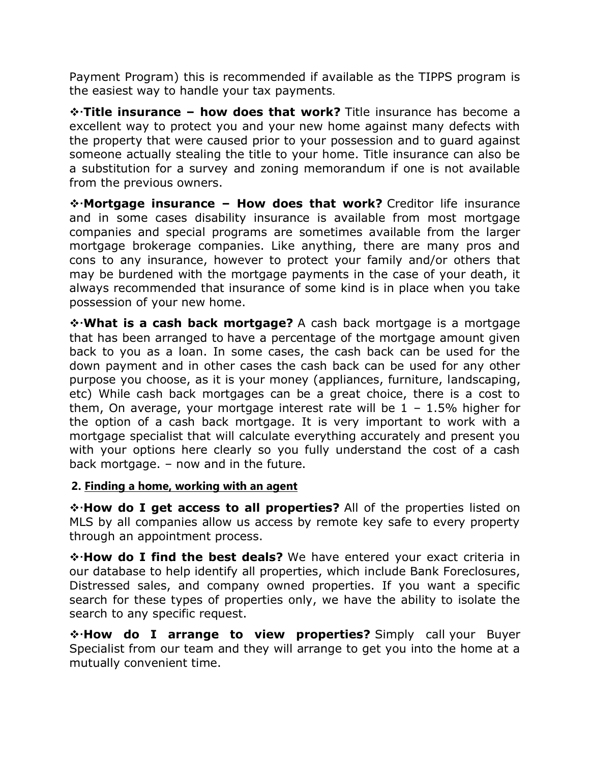Payment Program) this is recommended if available as the TIPPS program is the easiest way to handle your tax payments.

❖·**Title insurance – how does that work?** Title insurance has become a excellent way to protect you and your new home against many defects with the property that were caused prior to your possession and to guard against someone actually stealing the title to your home. Title insurance can also be a substitution for a survey and zoning memorandum if one is not available from the previous owners.

❖·**Mortgage insurance – How does that work?** Creditor life insurance and in some cases disability insurance is available from most mortgage companies and special programs are sometimes available from the larger mortgage brokerage companies. Like anything, there are many pros and cons to any insurance, however to protect your family and/or others that may be burdened with the mortgage payments in the case of your death, it always recommended that insurance of some kind is in place when you take possession of your new home.

❖·**What is a cash back mortgage?** A cash back mortgage is a mortgage that has been arranged to have a percentage of the mortgage amount given back to you as a loan. In some cases, the cash back can be used for the down payment and in other cases the cash back can be used for any other purpose you choose, as it is your money (appliances, furniture, landscaping, etc) While cash back mortgages can be a great choice, there is a cost to them, On average, your mortgage interest rate will be 1 – 1.5% higher for the option of a cash back mortgage. It is very important to work with a mortgage specialist that will calculate everything accurately and present you with your options here clearly so you fully understand the cost of a cash back mortgage. – now and in the future.

## 2. Finding a home, working with an agent

❖·**How do I get access to all properties?** All of the properties listed on MLS by all companies allow us access by remote key safe to every property through an appointment process.

❖·**How do I find the best deals?** We have entered your exact criteria in our database to help identify all properties, which include Bank Foreclosures, Distressed sales, and company owned properties. If you want a specific search for these types of properties only, we have the ability to isolate the search to any specific request.

❖·**How do I arrange to view properties?** Simply call your Buyer Specialist from our team and they will arrange to get you into the home at a mutually convenient time.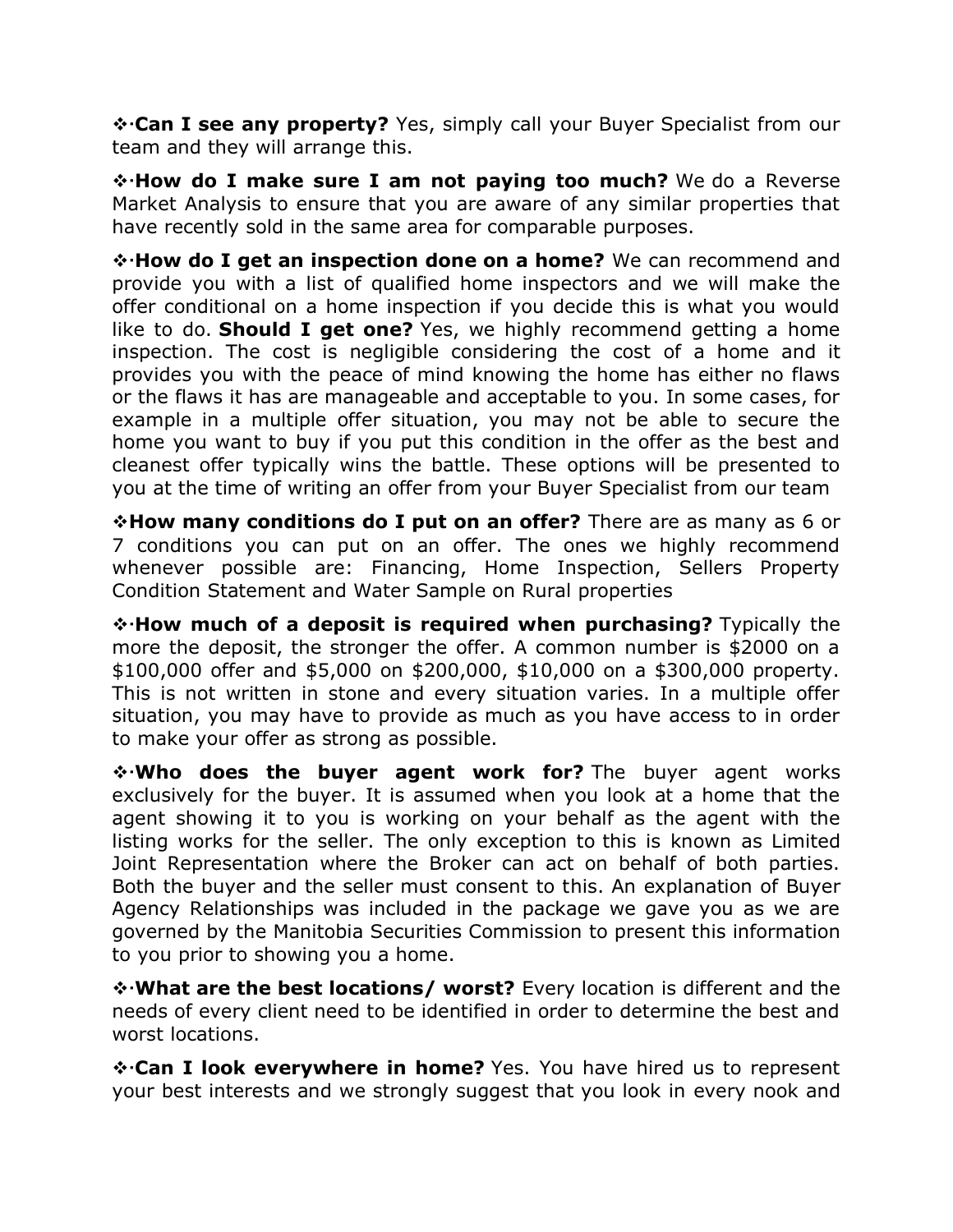❖·**Can I see any property?** Yes, simply call your Buyer Specialist from our team and they will arrange this.

❖·**How do I make sure I am not paying too much?** We do a Reverse Market Analysis to ensure that you are aware of any similar properties that have recently sold in the same area for comparable purposes.

❖·**How do I get an inspection done on a home?** We can recommend and provide you with a list of qualified home inspectors and we will make the offer conditional on a home inspection if you decide this is what you would like to do. **Should I get one?** Yes, we highly recommend getting a home inspection. The cost is negligible considering the cost of a home and it provides you with the peace of mind knowing the home has either no flaws or the flaws it has are manageable and acceptable to you. In some cases, for example in a multiple offer situation, you may not be able to secure the home you want to buy if you put this condition in the offer as the best and cleanest offer typically wins the battle. These options will be presented to you at the time of writing an offer from your Buyer Specialist from our team

❖**How many conditions do I put on an offer?** There are as many as 6 or 7 conditions you can put on an offer. The ones we highly recommend whenever possible are: Financing, Home Inspection, Sellers Property Condition Statement and Water Sample on Rural properties

❖·**How much of a deposit is required when purchasing?** Typically the more the deposit, the stronger the offer. A common number is $2000 on a $100,000 offer and $5,000 on $200,000, $10,000 on a $300,000 property. This is not written in stone and every situation varies. In a multiple offer situation, you may have to provide as much as you have access to in order to make your offer as strong as possible.

❖·**Who does the buyer agent work for?** The buyer agent works exclusively for the buyer. It is assumed when you look at a home that the agent showing it to you is working on your behalf as the agent with the listing works for the seller. The only exception to this is known as Limited Joint Representation where the Broker can act on behalf of both parties. Both the buyer and the seller must consent to this. An explanation of Buyer Agency Relationships was included in the package we gave you as we are governed by the Manitobia Securities Commission to present this information to you prior to showing you a home.

❖·**What are the best locations/ worst?** Every location is different and the needs of every client need to be identified in order to determine the best and worst locations.

❖·**Can I look everywhere in home?** Yes. You have hired us to represent your best interests and we strongly suggest that you look in every nook and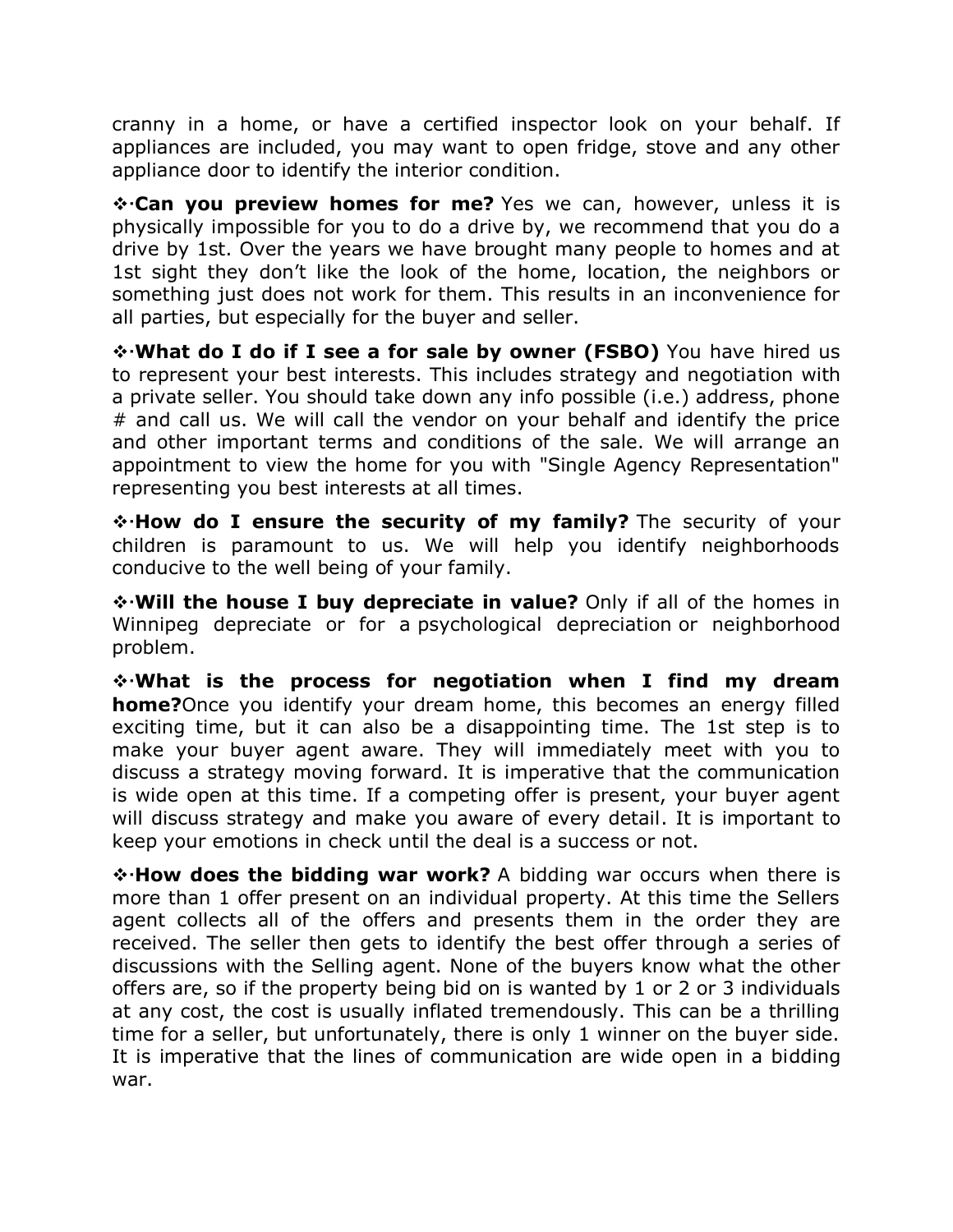cranny in a home, or have a certified inspector look on your behalf. If appliances are included, you may want to open fridge, stove and any other appliance door to identify the interior condition.

❖·**Can you preview homes for me?** Yes we can, however, unless it is physically impossible for you to do a drive by, we recommend that you do a drive by 1st. Over the years we have brought many people to homes and at 1st sight they don't like the look of the home, location, the neighbors or something just does not work for them. This results in an inconvenience for all parties, but especially for the buyer and seller.

❖·**What do I do if I see a for sale by owner (FSBO)** You have hired us to represent your best interests. This includes strategy and negotiation with a private seller. You should take down any info possible (i.e.) address, phone # and call us. We will call the vendor on your behalf and identify the price and other important terms and conditions of the sale. We will arrange an appointment to view the home for you with "Single Agency Representation" representing you best interests at all times.

❖·**How do I ensure the security of my family?** The security of your children is paramount to us. We will help you identify neighborhoods conducive to the well being of your family.

❖·**Will the house I buy depreciate in value?** Only if all of the homes in Winnipeg depreciate or for a psychological depreciation or neighborhood problem.

❖·**What is the process for negotiation when I find my dream home?**Once you identify your dream home, this becomes an energy filled exciting time, but it can also be a disappointing time. The 1st step is to make your buyer agent aware. They will immediately meet with you to discuss a strategy moving forward. It is imperative that the communication is wide open at this time. If a competing offer is present, your buyer agent will discuss strategy and make you aware of every detail. It is important to keep your emotions in check until the deal is a success or not.

❖·**How does the bidding war work?** A bidding war occurs when there is more than 1 offer present on an individual property. At this time the Sellers agent collects all of the offers and presents them in the order they are received. The seller then gets to identify the best offer through a series of discussions with the Selling agent. None of the buyers know what the other offers are, so if the property being bid on is wanted by 1 or 2 or 3 individuals at any cost, the cost is usually inflated tremendously. This can be a thrilling time for a seller, but unfortunately, there is only 1 winner on the buyer side. It is imperative that the lines of communication are wide open in a bidding war.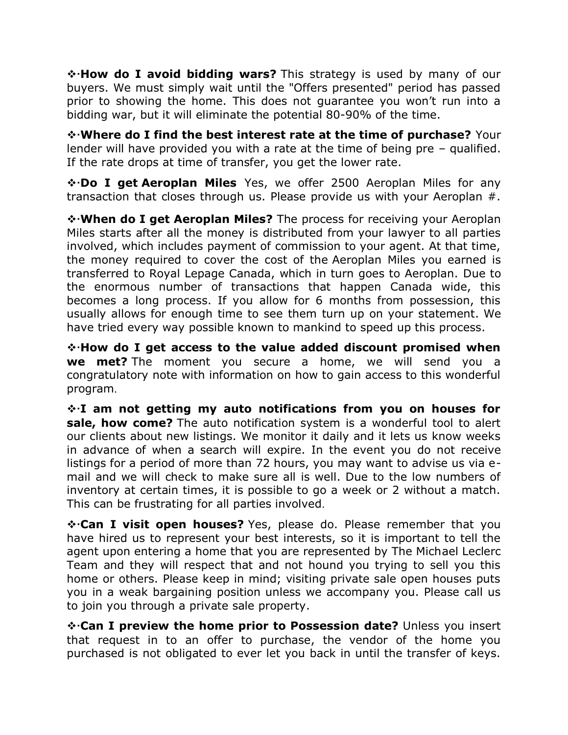❖·**How do I avoid bidding wars?** This strategy is used by many of our buyers. We must simply wait until the "Offers presented" period has passed prior to showing the home. This does not guarantee you won't run into a bidding war, but it will eliminate the potential 80-90% of the time.

❖·**Where do I find the best interest rate at the time of purchase?** Your lender will have provided you with a rate at the time of being pre – qualified. If the rate drops at time of transfer, you get the lower rate.

❖·**Do I get Aeroplan Miles** Yes, we offer 2500 Aeroplan Miles for any transaction that closes through us. Please provide us with your Aeroplan #.

❖·**When do I get Aeroplan Miles?** The process for receiving your Aeroplan Miles starts after all the money is distributed from your lawyer to all parties involved, which includes payment of commission to your agent. At that time, the money required to cover the cost of the Aeroplan Miles you earned is transferred to Royal Lepage Canada, which in turn goes to Aeroplan. Due to the enormous number of transactions that happen Canada wide, this becomes a long process. If you allow for 6 months from possession, this usually allows for enough time to see them turn up on your statement. We have tried every way possible known to mankind to speed up this process.

❖·**How do I get access to the value added discount promised when we met?** The moment you secure a home, we will send you a congratulatory note with information on how to gain access to this wonderful program.

❖·**I am not getting my auto notifications from you on houses for sale, how come?** The auto notification system is a wonderful tool to alert our clients about new listings. We monitor it daily and it lets us know weeks in advance of when a search will expire. In the event you do not receive listings for a period of more than 72 hours, you may want to advise us via e-mail and we will check to make sure all is well. Due to the low numbers of inventory at certain times, it is possible to go a week or 2 without a match. This can be frustrating for all parties involved.

❖·**Can I visit open houses?** Yes, please do. Please remember that you have hired us to represent your best interests, so it is important to tell the agent upon entering a home that you are represented by The Michael Leclerc Team and they will respect that and not hound you trying to sell you this home or others. Please keep in mind; visiting private sale open houses puts you in a weak bargaining position unless we accompany you. Please call us to join you through a private sale property.

❖·**Can I preview the home prior to Possession date?** Unless you insert that request in to an offer to purchase, the vendor of the home you purchased is not obligated to ever let you back in until the transfer of keys.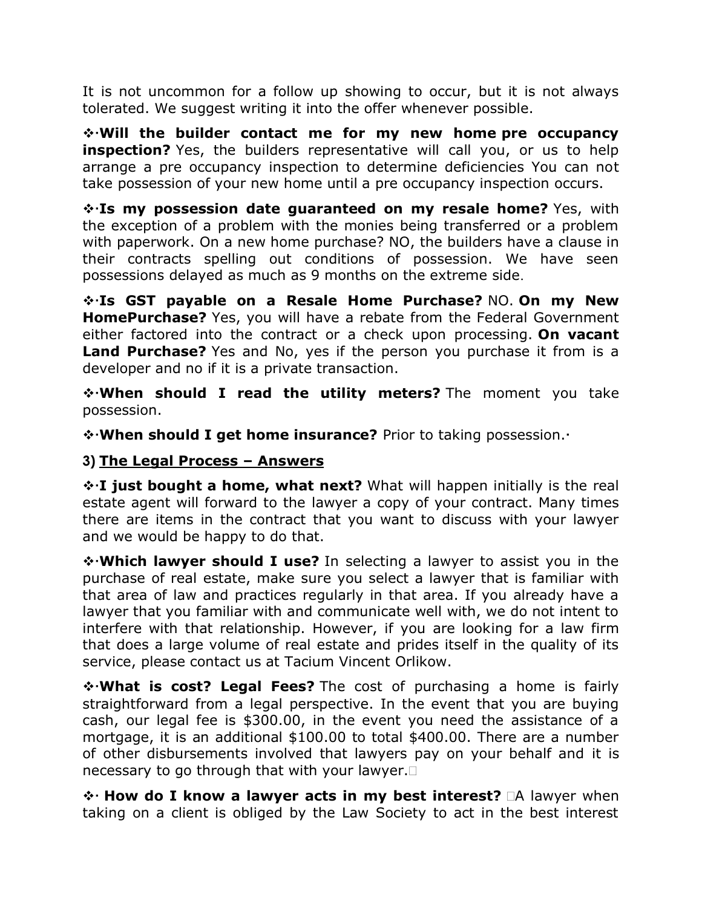It is not uncommon for a follow up showing to occur, but it is not always tolerated. We suggest writing it into the offer whenever possible.

❖·**Will the builder contact me for my new home pre occupancy inspection?** Yes, the builders representative will call you, or us to help arrange a pre occupancy inspection to determine deficiencies You can not take possession of your new home until a pre occupancy inspection occurs.

❖·**Is my possession date guaranteed on my resale home?** Yes, with the exception of a problem with the monies being transferred or a problem with paperwork. On a new home purchase? NO, the builders have a clause in their contracts spelling out conditions of possession. We have seen possessions delayed as much as 9 months on the extreme side.

❖·**Is GST payable on a Resale Home Purchase?** NO. **On my New HomePurchase?** Yes, you will have a rebate from the Federal Government either factored into the contract or a check upon processing. **On vacant Land Purchase?** Yes and No, yes if the person you purchase it from is a developer and no if it is a private transaction.

❖·**When should I read the utility meters?** The moment you take possession.

❖·**When should I get home insurance?** Prior to taking possession.·

### 3) The Legal Process – Answers

❖·**I just bought a home, what next?** What will happen initially is the real estate agent will forward to the lawyer a copy of your contract. Many times there are items in the contract that you want to discuss with your lawyer and we would be happy to do that.

❖·**Which lawyer should I use?** In selecting a lawyer to assist you in the purchase of real estate, make sure you select a lawyer that is familiar with that area of law and practices regularly in that area. If you already have a lawyer that you familiar with and communicate well with, we do not intent to interfere with that relationship. However, if you are looking for a law firm that does a large volume of real estate and prides itself in the quality of its service, please contact us at Tacium Vincent Orlikow.

❖·**What is cost? Legal Fees?** The cost of purchasing a home is fairly straightforward from a legal perspective. In the event that you are buying cash, our legal fee is $300.00, in the event you need the assistance of a mortgage, it is an additional $100.00 to total $400.00. There are a number of other disbursements involved that lawyers pay on your behalf and it is necessary to go through that with your lawyer.

❖· **How do I know a lawyer acts in my best interest?** A lawyer when taking on a client is obliged by the Law Society to act in the best interest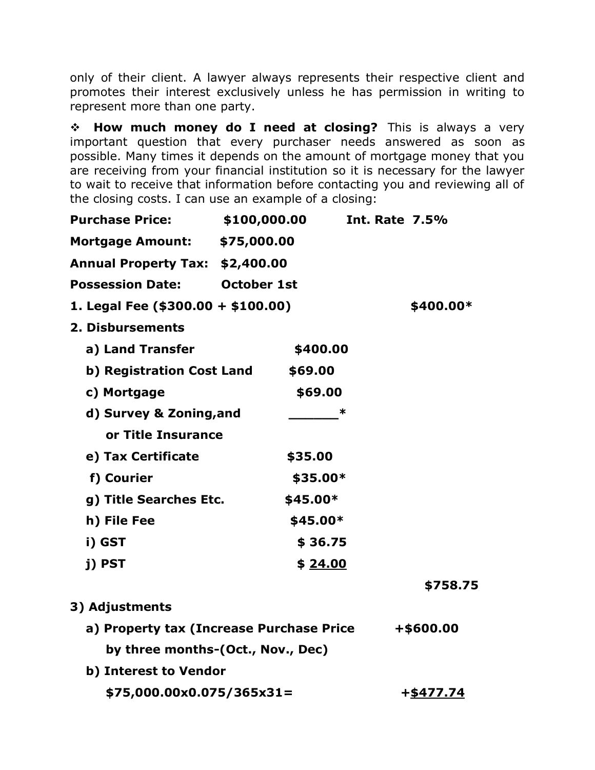only of their client. A lawyer always represents their respective client and promotes their interest exclusively unless he has permission in writing to represent more than one party.

❖ **How much money do I need at closing?** This is always a very important question that every purchaser needs answered as soon as possible. Many times it depends on the amount of mortgage money that you are receiving from your financial institution so it is necessary for the lawyer to wait to receive that information before contacting you and reviewing all of the closing costs. I can use an example of a closing:

**Purchase Price: $100,000.00 Int. Rate 7.5%**

**Mortgage Amount: $75,000.00**

**Annual Property Tax: $2,400.00**

**Possession Date: October 1st**

**1. Legal Fee ($300.00 + $100.00) $400.00***

**2. Disbursements**

| | | |
|---|---|---|
| **a) Land Transfer** | **$400.00** | |
| **b) Registration Cost Land** | **$69.00** | |
| **c) Mortgage** | **$69.00** | |
| **d) Survey & Zoning,and or Title Insurance** | **______*** | |
| **e) Tax Certificate** | **$35.00** | |
| **f) Courier** | **$35.00*** | |
| **g) Title Searches Etc.** | **$45.00*** | |
| **h) File Fee** | **$45.00*** | |
| **i) GST** | **$ 36.75** | |
| **j) PST** | **$ 24.00** | |
| | | **$758.75** |

**3) Adjustments**

| | |
|---|---|
| **a) Property tax (Increase Purchase Price by three months-(Oct., Nov., Dec)** | **+$600.00** |
| **b) Interest to Vendor $75,000.00x0.075/365x31=** | **+$477.74** |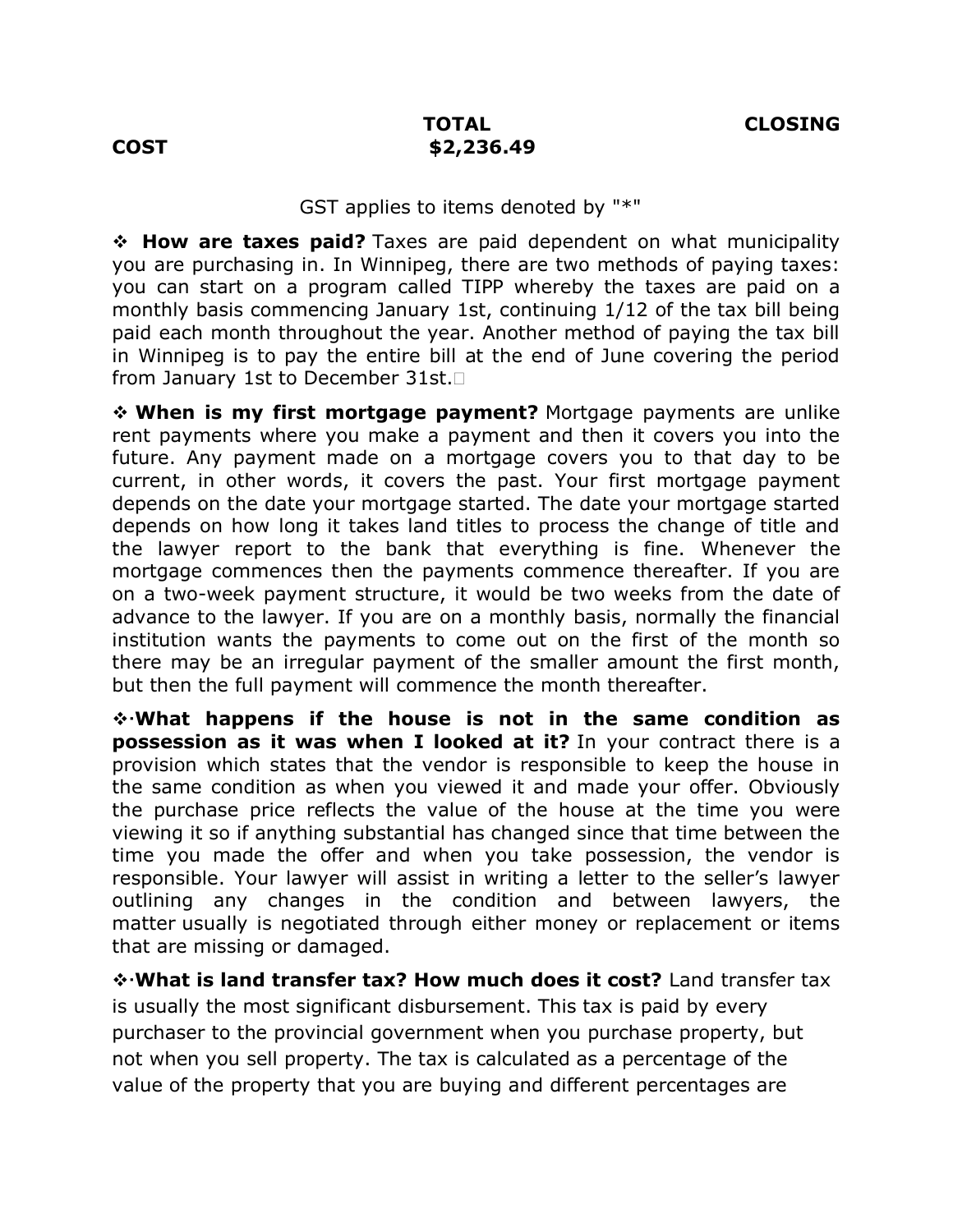**TOTAL CLOSING COST $2,236.49**

GST applies to items denoted by "*"

❖ **How are taxes paid?** Taxes are paid dependent on what municipality you are purchasing in. In Winnipeg, there are two methods of paying taxes: you can start on a program called TIPP whereby the taxes are paid on a monthly basis commencing January 1st, continuing 1/12 of the tax bill being paid each month throughout the year. Another method of paying the tax bill in Winnipeg is to pay the entire bill at the end of June covering the period from January 1st to December 31st.

❖ **When is my first mortgage payment?** Mortgage payments are unlike rent payments where you make a payment and then it covers you into the future. Any payment made on a mortgage covers you to that day to be current, in other words, it covers the past. Your first mortgage payment depends on the date your mortgage started. The date your mortgage started depends on how long it takes land titles to process the change of title and the lawyer report to the bank that everything is fine. Whenever the mortgage commences then the payments commence thereafter. If you are on a two-week payment structure, it would be two weeks from the date of advance to the lawyer. If you are on a monthly basis, normally the financial institution wants the payments to come out on the first of the month so there may be an irregular payment of the smaller amount the first month, but then the full payment will commence the month thereafter.

❖·**What happens if the house is not in the same condition as possession as it was when I looked at it?** In your contract there is a provision which states that the vendor is responsible to keep the house in the same condition as when you viewed it and made your offer. Obviously the purchase price reflects the value of the house at the time you were viewing it so if anything substantial has changed since that time between the time you made the offer and when you take possession, the vendor is responsible. Your lawyer will assist in writing a letter to the seller's lawyer outlining any changes in the condition and between lawyers, the matter usually is negotiated through either money or replacement or items that are missing or damaged.

❖·**What is land transfer tax? How much does it cost?** Land transfer tax is usually the most significant disbursement. This tax is paid by every purchaser to the provincial government when you purchase property, but not when you sell property. The tax is calculated as a percentage of the value of the property that you are buying and different percentages are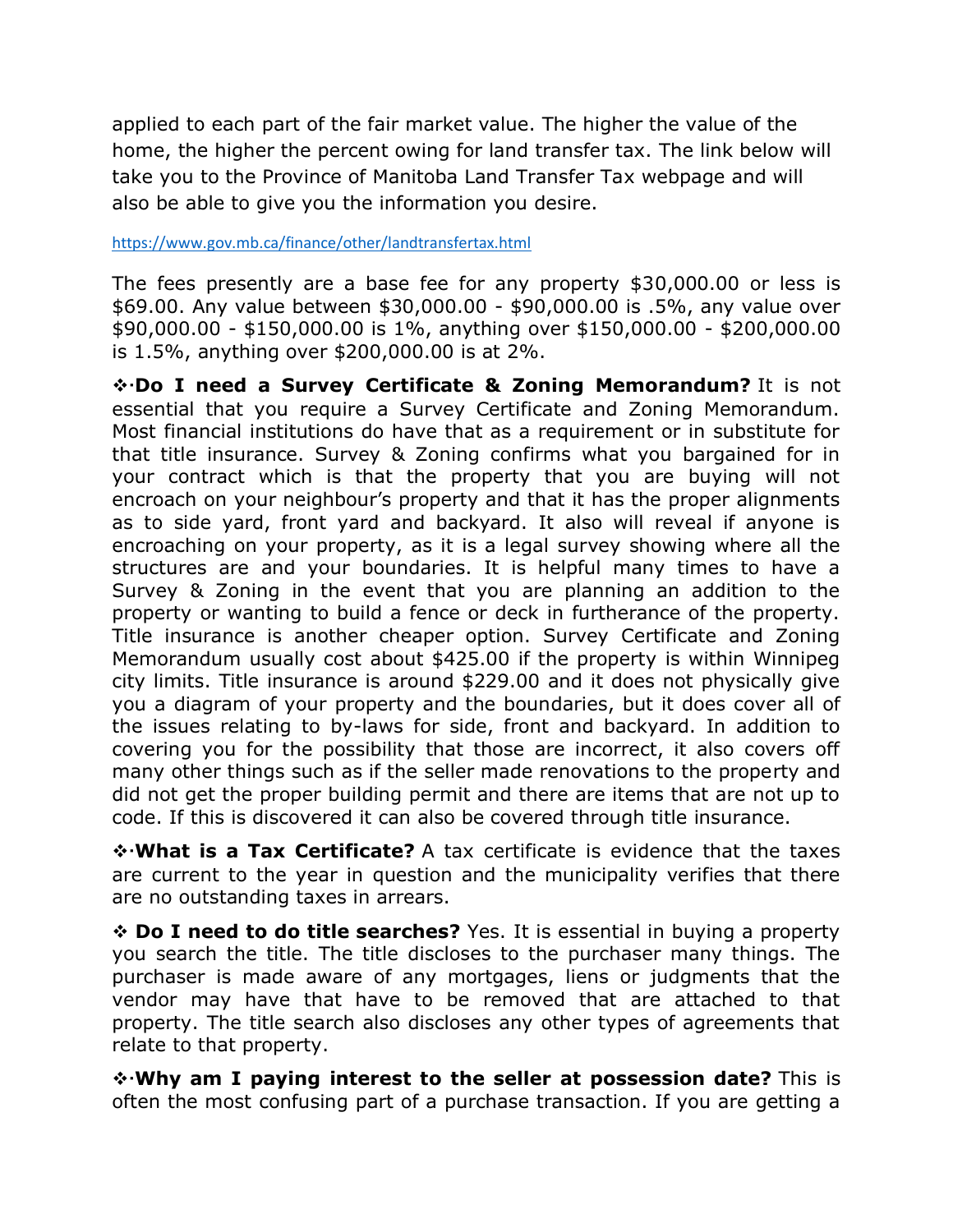applied to each part of the fair market value. The higher the value of the home, the higher the percent owing for land transfer tax. The link below will take you to the Province of Manitoba Land Transfer Tax webpage and will also be able to give you the information you desire.

https://www.gov.mb.ca/finance/other/landtransfertax.html

The fees presently are a base fee for any property $30,000.00 or less is $69.00. Any value between $30,000.00 - $90,000.00 is .5%, any value over $90,000.00 - $150,000.00 is 1%, anything over $150,000.00 - $200,000.00 is 1.5%, anything over $200,000.00 is at 2%.

❖·**Do I need a Survey Certificate & Zoning Memorandum?** It is not essential that you require a Survey Certificate and Zoning Memorandum. Most financial institutions do have that as a requirement or in substitute for that title insurance. Survey & Zoning confirms what you bargained for in your contract which is that the property that you are buying will not encroach on your neighbour's property and that it has the proper alignments as to side yard, front yard and backyard. It also will reveal if anyone is encroaching on your property, as it is a legal survey showing where all the structures are and your boundaries. It is helpful many times to have a Survey & Zoning in the event that you are planning an addition to the property or wanting to build a fence or deck in furtherance of the property. Title insurance is another cheaper option. Survey Certificate and Zoning Memorandum usually cost about $425.00 if the property is within Winnipeg city limits. Title insurance is around $229.00 and it does not physically give you a diagram of your property and the boundaries, but it does cover all of the issues relating to by-laws for side, front and backyard. In addition to covering you for the possibility that those are incorrect, it also covers off many other things such as if the seller made renovations to the property and did not get the proper building permit and there are items that are not up to code. If this is discovered it can also be covered through title insurance.

❖·**What is a Tax Certificate?** A tax certificate is evidence that the taxes are current to the year in question and the municipality verifies that there are no outstanding taxes in arrears.

❖ **Do I need to do title searches?** Yes. It is essential in buying a property you search the title. The title discloses to the purchaser many things. The purchaser is made aware of any mortgages, liens or judgments that the vendor may have that have to be removed that are attached to that property. The title search also discloses any other types of agreements that relate to that property.

❖·**Why am I paying interest to the seller at possession date?** This is often the most confusing part of a purchase transaction. If you are getting a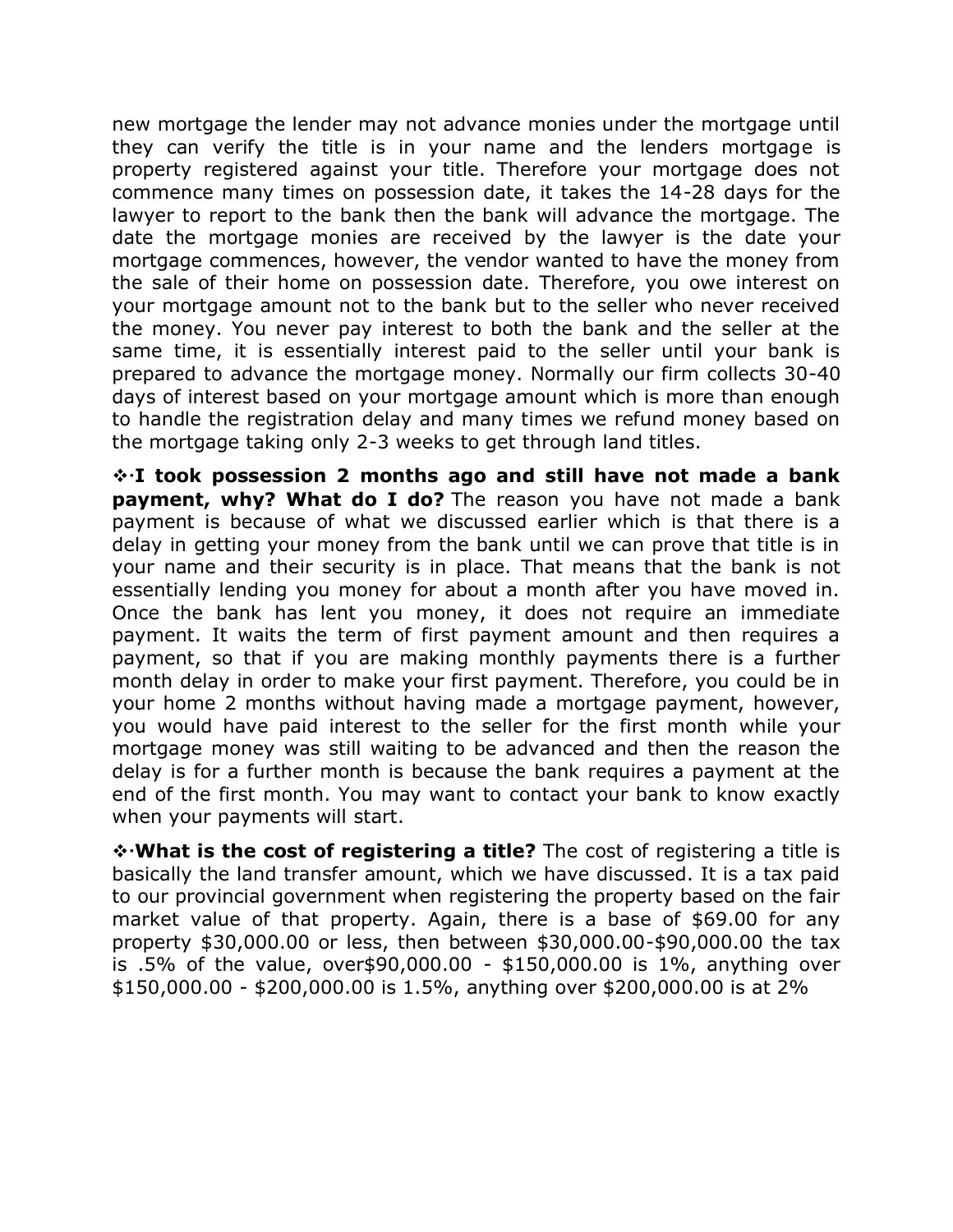new mortgage the lender may not advance monies under the mortgage until they can verify the title is in your name and the lenders mortgage is property registered against your title. Therefore your mortgage does not commence many times on possession date, it takes the 14-28 days for the lawyer to report to the bank then the bank will advance the mortgage. The date the mortgage monies are received by the lawyer is the date your mortgage commences, however, the vendor wanted to have the money from the sale of their home on possession date. Therefore, you owe interest on your mortgage amount not to the bank but to the seller who never received the money. You never pay interest to both the bank and the seller at the same time, it is essentially interest paid to the seller until your bank is prepared to advance the mortgage money. Normally our firm collects 30-40 days of interest based on your mortgage amount which is more than enough to handle the registration delay and many times we refund money based on the mortgage taking only 2-3 weeks to get through land titles.

❖·**I took possession 2 months ago and still have not made a bank payment, why? What do I do?** The reason you have not made a bank payment is because of what we discussed earlier which is that there is a delay in getting your money from the bank until we can prove that title is in your name and their security is in place. That means that the bank is not essentially lending you money for about a month after you have moved in. Once the bank has lent you money, it does not require an immediate payment. It waits the term of first payment amount and then requires a payment, so that if you are making monthly payments there is a further month delay in order to make your first payment. Therefore, you could be in your home 2 months without having made a mortgage payment, however, you would have paid interest to the seller for the first month while your mortgage money was still waiting to be advanced and then the reason the delay is for a further month is because the bank requires a payment at the end of the first month. You may want to contact your bank to know exactly when your payments will start.

❖·**What is the cost of registering a title?** The cost of registering a title is basically the land transfer amount, which we have discussed. It is a tax paid to our provincial government when registering the property based on the fair market value of that property. Again, there is a base of $69.00 for any property $30,000.00 or less, then between $30,000.00-$90,000.00 the tax is .5% of the value, over$90,000.00 - $150,000.00 is 1%, anything over $150,000.00 - $200,000.00 is 1.5%, anything over $200,000.00 is at 2%